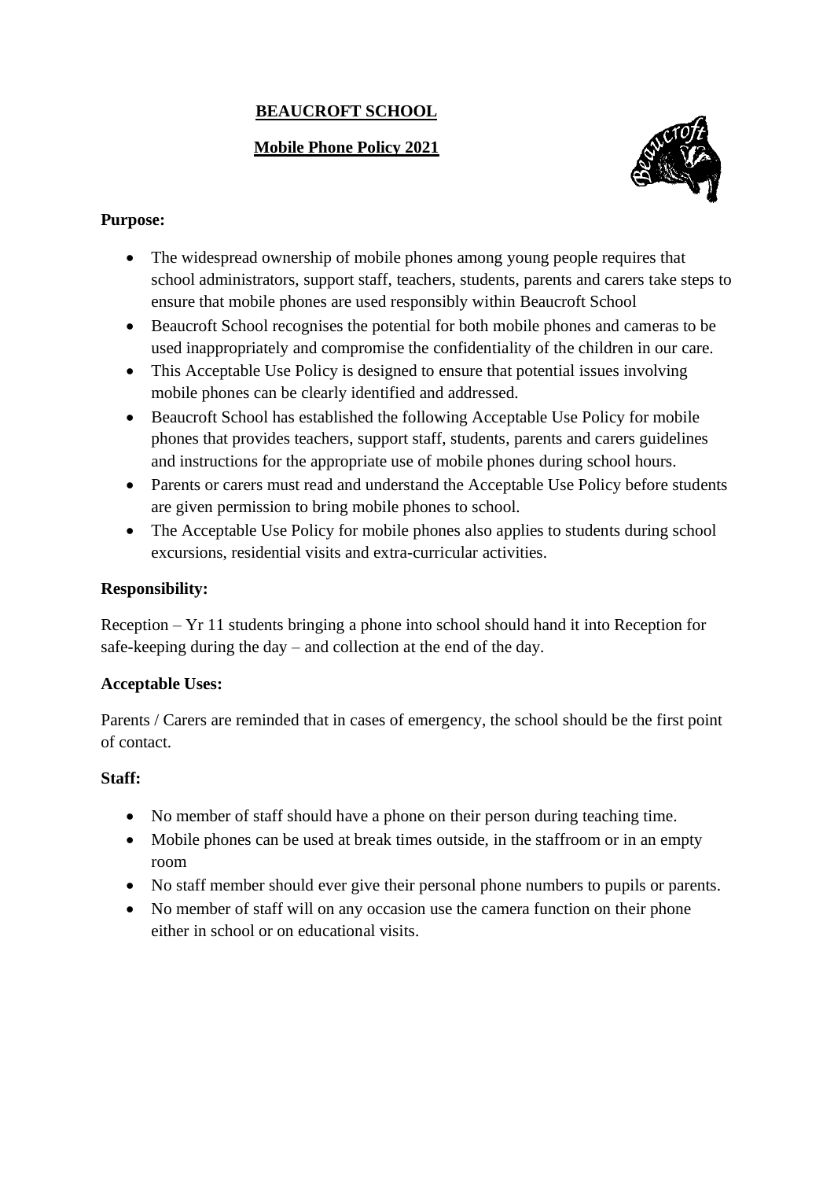# BEAUCROFT SCHOOL

## Mobile Phone Policy 2021

**Purpose:**

- The widespread ownership of mobile phones among young people requires that school administrators, support staff, teachers, students, parents and carers take steps to ensure that mobile phones are used responsibly within Beaucroft School
- Beaucroft School recognises the potential for both mobile phones and cameras to be used inappropriately and compromise the confidentiality of the children in our care.
- This Acceptable Use Policy is designed to ensure that potential issues involving mobile phones can be clearly identified and addressed.
- Beaucroft School has established the following Acceptable Use Policy for mobile phones that provides teachers, support staff, students, parents and carers guidelines and instructions for the appropriate use of mobile phones during school hours.
- Parents or carers must read and understand the Acceptable Use Policy before students are given permission to bring mobile phones to school.
- The Acceptable Use Policy for mobile phones also applies to students during school excursions, residential visits and extra-curricular activities.

**Responsibility:**

Reception – Yr 11 students bringing a phone into school should hand it into Reception for safe-keeping during the day – and collection at the end of the day.

**Acceptable Uses:**

Parents / Carers are reminded that in cases of emergency, the school should be the first point of contact.

**Staff:**

- No member of staff should have a phone on their person during teaching time.
- Mobile phones can be used at break times outside, in the staffroom or in an empty room
- No staff member should ever give their personal phone numbers to pupils or parents.
- No member of staff will on any occasion use the camera function on their phone either in school or on educational visits.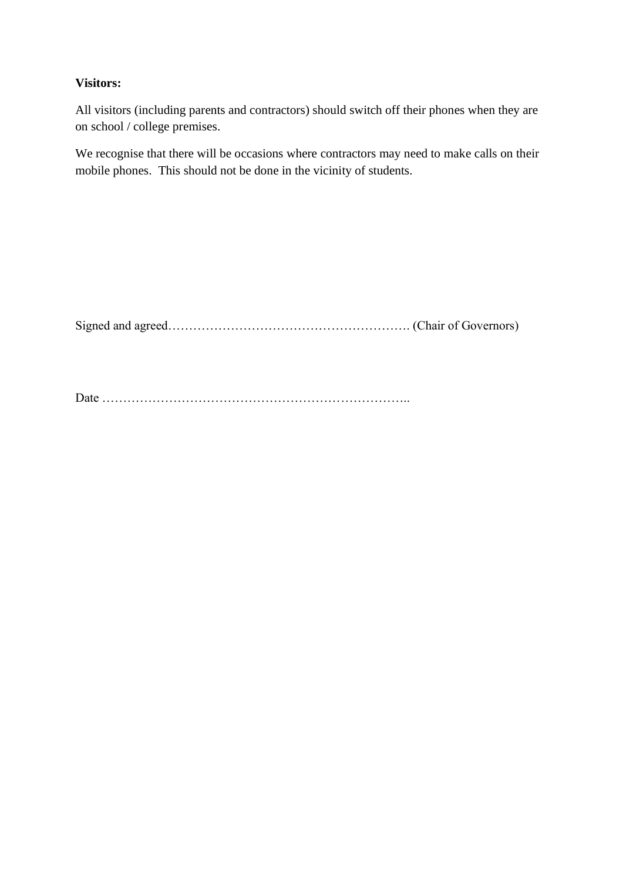**Visitors:**

All visitors (including parents and contractors) should switch off their phones when they are on school / college premises.

We recognise that there will be occasions where contractors may need to make calls on their mobile phones. This should not be done in the vicinity of students.

Signed and agreed…………………………………………………. (Chair of Governors)

Date ………………………………………………………………..